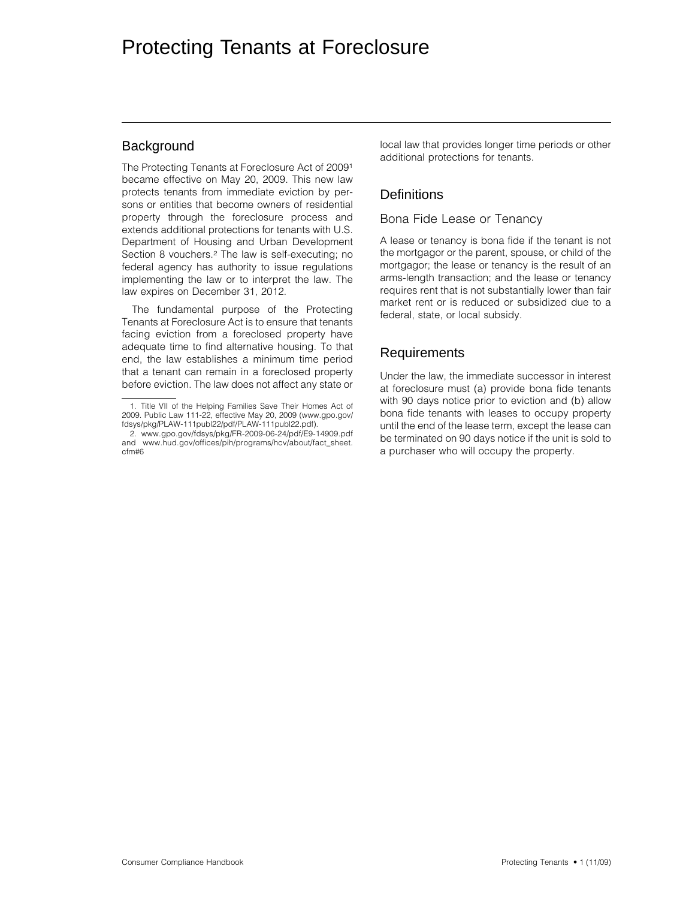# Protecting Tenants at Foreclosure

## Background

The Protecting Tenants at Foreclosure Act of 2009[1] became effective on May 20, 2009. This new law protects tenants from immediate eviction by persons or entities that become owners of residential property through the foreclosure process and extends additional protections for tenants with U.S. Department of Housing and Urban Development Section 8 vouchers.[2] The law is self-executing; no federal agency has authority to issue regulations implementing the law or to interpret the law. The law expires on December 31, 2012.

The fundamental purpose of the Protecting Tenants at Foreclosure Act is to ensure that tenants facing eviction from a foreclosed property have adequate time to find alternative housing. To that end, the law establishes a minimum time period that a tenant can remain in a foreclosed property before eviction. The law does not affect any state or local law that provides longer time periods or other additional protections for tenants.

## Definitions

### Bona Fide Lease or Tenancy

A lease or tenancy is bona fide if the tenant is not the mortgagor or the parent, spouse, or child of the mortgagor; the lease or tenancy is the result of an arms-length transaction; and the lease or tenancy requires rent that is not substantially lower than fair market rent or is reduced or subsidized due to a federal, state, or local subsidy.

## Requirements

Under the law, the immediate successor in interest at foreclosure must (a) provide bona fide tenants with 90 days notice prior to eviction and (b) allow bona fide tenants with leases to occupy property until the end of the lease term, except the lease can be terminated on 90 days notice if the unit is sold to a purchaser who will occupy the property.

---

1. Title VII of the Helping Families Save Their Homes Act of 2009. Public Law 111-22, effective May 20, 2009 (www.gpo.gov/fdsys/pkg/PLAW-111publ22/pdf/PLAW-111publ22.pdf).

2. www.gpo.gov/fdsys/pkg/FR-2009-06-24/pdf/E9-14909.pdf and www.hud.gov/offices/pih/programs/hcv/about/fact_sheet.cfm#6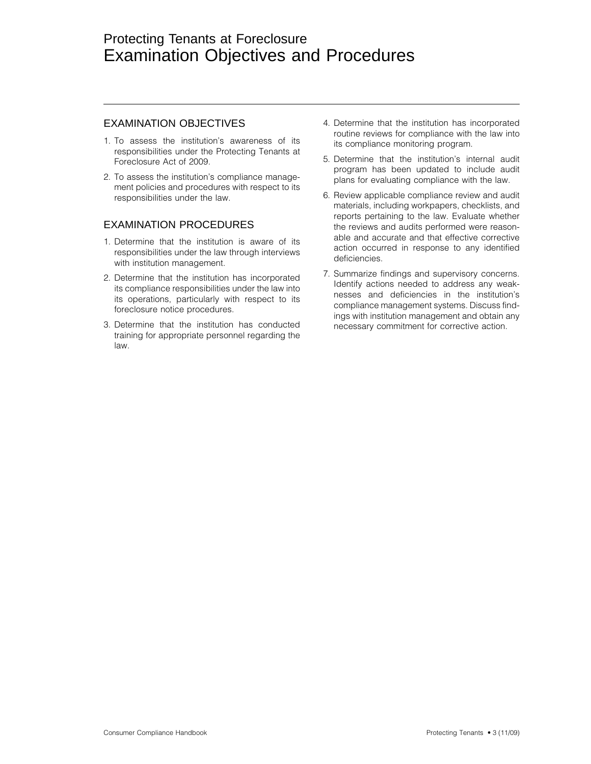# Protecting Tenants at Foreclosure
# Examination Objectives and Procedures

## EXAMINATION OBJECTIVES

1. To assess the institution's awareness of its responsibilities under the Protecting Tenants at Foreclosure Act of 2009.
2. To assess the institution's compliance management policies and procedures with respect to its responsibilities under the law.

## EXAMINATION PROCEDURES

1. Determine that the institution is aware of its responsibilities under the law through interviews with institution management.
2. Determine that the institution has incorporated its compliance responsibilities under the law into its operations, particularly with respect to its foreclosure notice procedures.
3. Determine that the institution has conducted training for appropriate personnel regarding the law.
4. Determine that the institution has incorporated routine reviews for compliance with the law into its compliance monitoring program.
5. Determine that the institution's internal audit program has been updated to include audit plans for evaluating compliance with the law.
6. Review applicable compliance review and audit materials, including workpapers, checklists, and reports pertaining to the law. Evaluate whether the reviews and audits performed were reasonable and accurate and that effective corrective action occurred in response to any identified deficiencies.
7. Summarize findings and supervisory concerns. Identify actions needed to address any weaknesses and deficiencies in the institution's compliance management systems. Discuss findings with institution management and obtain any necessary commitment for corrective action.